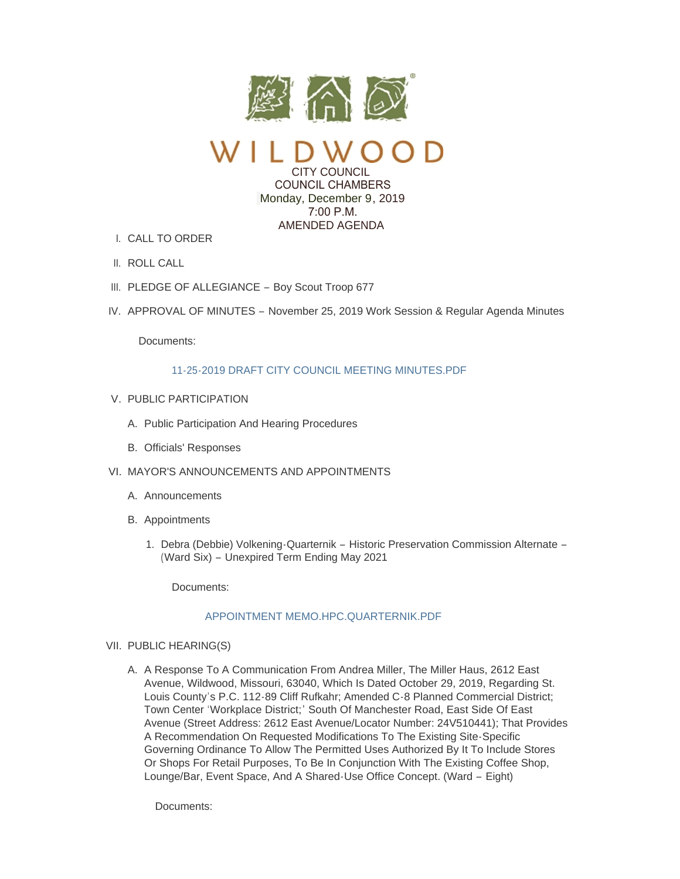# WILDWOOD

CITY COUNCIL
COUNCIL CHAMBERS
Monday, December 9, 2019
7:00 P.M.
AMENDED AGENDA

I. CALL TO ORDER

II. ROLL CALL

III. PLEDGE OF ALLEGIANCE – Boy Scout Troop 677

IV. APPROVAL OF MINUTES – November 25, 2019 Work Session & Regular Agenda Minutes

   Documents:

   11-25-2019 DRAFT CITY COUNCIL MEETING MINUTES.PDF

V. PUBLIC PARTICIPATION

   A. Public Participation And Hearing Procedures

   B. Officials' Responses

VI. MAYOR'S ANNOUNCEMENTS AND APPOINTMENTS

   A. Announcements

   B. Appointments

      1. Debra (Debbie) Volkening-Quarternik – Historic Preservation Commission Alternate – (Ward Six) – Unexpired Term Ending May 2021

         Documents:

         APPOINTMENT MEMO.HPC.QUARTERNIK.PDF

VII. PUBLIC HEARING(S)

   A. A Response To A Communication From Andrea Miller, The Miller Haus, 2612 East Avenue, Wildwood, Missouri, 63040, Which Is Dated October 29, 2019, Regarding St. Louis County's P.C. 112-89 Cliff Rufkahr; Amended C-8 Planned Commercial District; Town Center 'Workplace District;' South Of Manchester Road, East Side Of East Avenue (Street Address: 2612 East Avenue/Locator Number: 24V510441); That Provides A Recommendation On Requested Modifications To The Existing Site-Specific Governing Ordinance To Allow The Permitted Uses Authorized By It To Include Stores Or Shops For Retail Purposes, To Be In Conjunction With The Existing Coffee Shop, Lounge/Bar, Event Space, And A Shared-Use Office Concept. (Ward – Eight)

      Documents: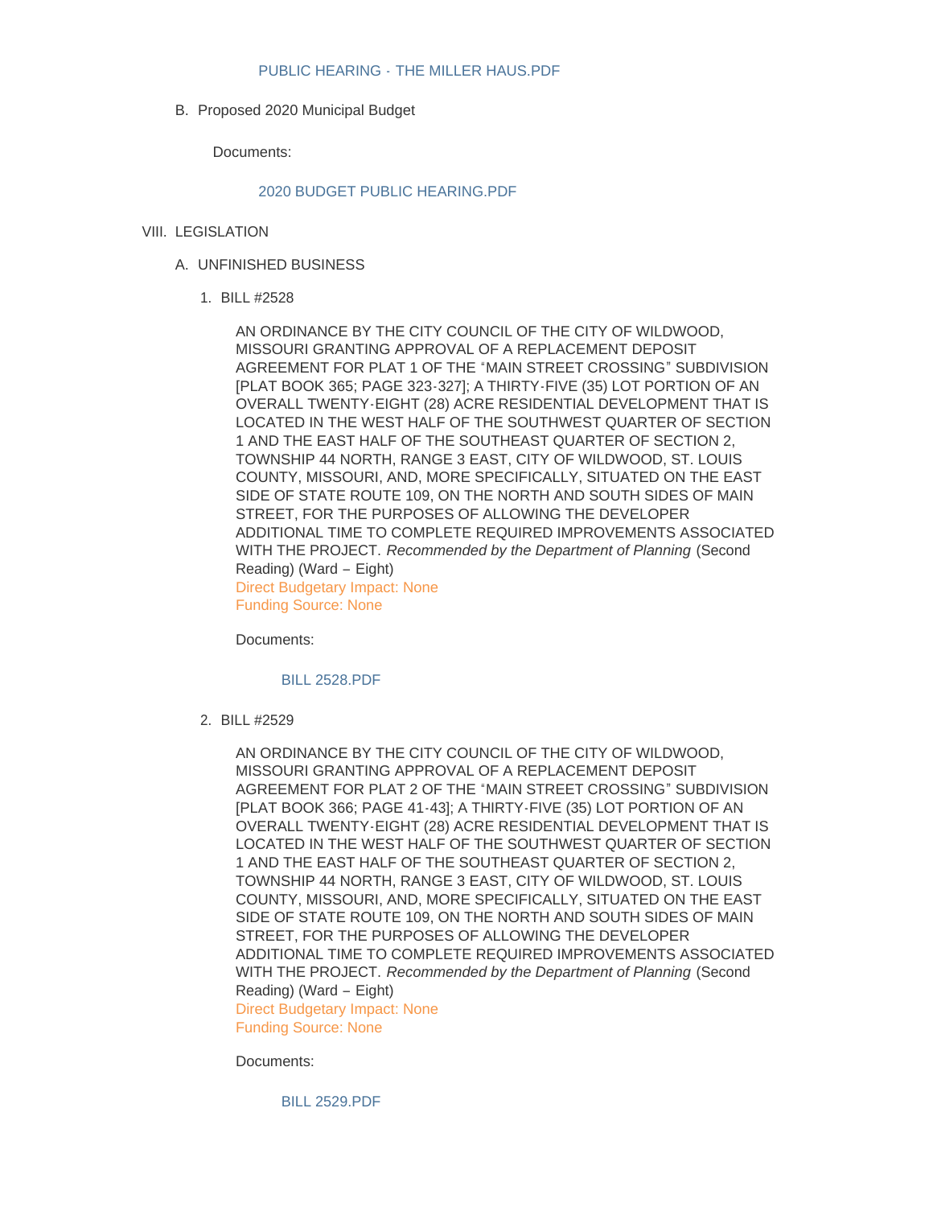PUBLIC HEARING - THE MILLER HAUS.PDF

B. Proposed 2020 Municipal Budget

Documents:

2020 BUDGET PUBLIC HEARING.PDF

VIII. LEGISLATION

A. UNFINISHED BUSINESS

1. BILL #2528

AN ORDINANCE BY THE CITY COUNCIL OF THE CITY OF WILDWOOD, MISSOURI GRANTING APPROVAL OF A REPLACEMENT DEPOSIT AGREEMENT FOR PLAT 1 OF THE "MAIN STREET CROSSING" SUBDIVISION [PLAT BOOK 365; PAGE 323-327]; A THIRTY-FIVE (35) LOT PORTION OF AN OVERALL TWENTY-EIGHT (28) ACRE RESIDENTIAL DEVELOPMENT THAT IS LOCATED IN THE WEST HALF OF THE SOUTHWEST QUARTER OF SECTION 1 AND THE EAST HALF OF THE SOUTHEAST QUARTER OF SECTION 2, TOWNSHIP 44 NORTH, RANGE 3 EAST, CITY OF WILDWOOD, ST. LOUIS COUNTY, MISSOURI, AND, MORE SPECIFICALLY, SITUATED ON THE EAST SIDE OF STATE ROUTE 109, ON THE NORTH AND SOUTH SIDES OF MAIN STREET, FOR THE PURPOSES OF ALLOWING THE DEVELOPER ADDITIONAL TIME TO COMPLETE REQUIRED IMPROVEMENTS ASSOCIATED WITH THE PROJECT. *Recommended by the Department of Planning* (Second Reading) (Ward – Eight)
Direct Budgetary Impact: None
Funding Source: None

Documents:

BILL 2528.PDF

2. BILL #2529

AN ORDINANCE BY THE CITY COUNCIL OF THE CITY OF WILDWOOD, MISSOURI GRANTING APPROVAL OF A REPLACEMENT DEPOSIT AGREEMENT FOR PLAT 2 OF THE "MAIN STREET CROSSING" SUBDIVISION [PLAT BOOK 366; PAGE 41-43]; A THIRTY-FIVE (35) LOT PORTION OF AN OVERALL TWENTY-EIGHT (28) ACRE RESIDENTIAL DEVELOPMENT THAT IS LOCATED IN THE WEST HALF OF THE SOUTHWEST QUARTER OF SECTION 1 AND THE EAST HALF OF THE SOUTHEAST QUARTER OF SECTION 2, TOWNSHIP 44 NORTH, RANGE 3 EAST, CITY OF WILDWOOD, ST. LOUIS COUNTY, MISSOURI, AND, MORE SPECIFICALLY, SITUATED ON THE EAST SIDE OF STATE ROUTE 109, ON THE NORTH AND SOUTH SIDES OF MAIN STREET, FOR THE PURPOSES OF ALLOWING THE DEVELOPER ADDITIONAL TIME TO COMPLETE REQUIRED IMPROVEMENTS ASSOCIATED WITH THE PROJECT. *Recommended by the Department of Planning* (Second Reading) (Ward – Eight)
Direct Budgetary Impact: None
Funding Source: None

Documents:

BILL 2529.PDF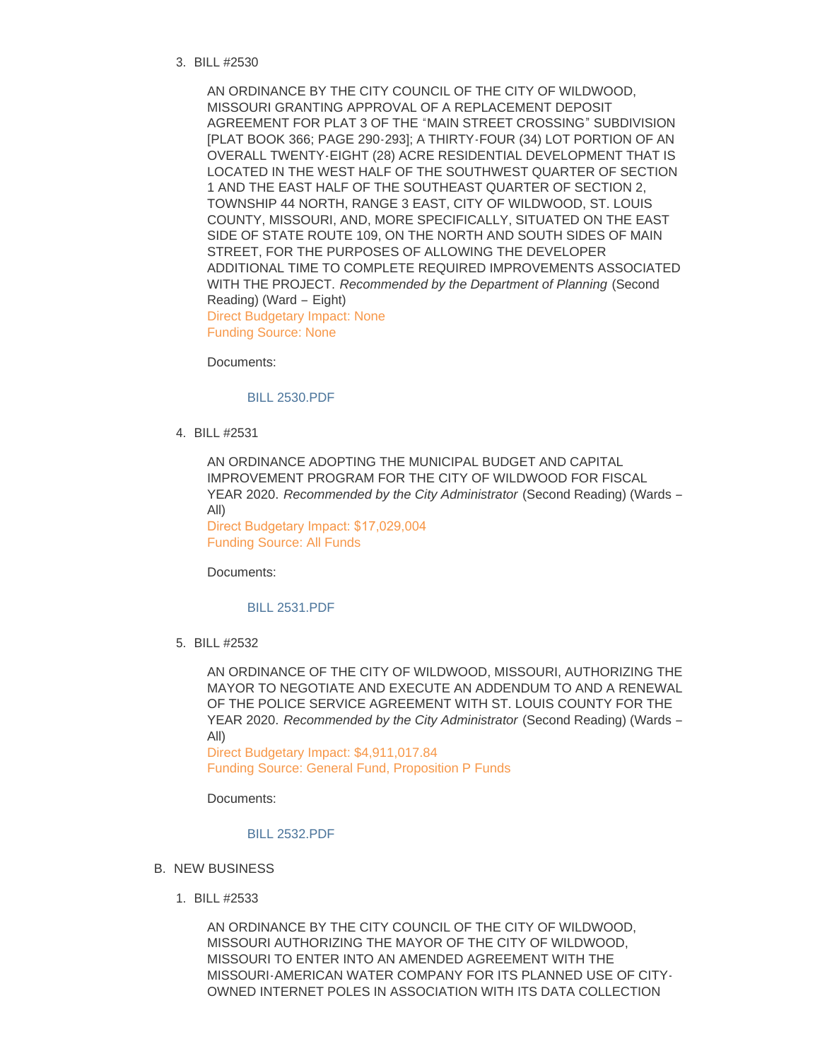3. BILL #2530

   AN ORDINANCE BY THE CITY COUNCIL OF THE CITY OF WILDWOOD, MISSOURI GRANTING APPROVAL OF A REPLACEMENT DEPOSIT AGREEMENT FOR PLAT 3 OF THE "MAIN STREET CROSSING" SUBDIVISION [PLAT BOOK 366; PAGE 290-293]; A THIRTY-FOUR (34) LOT PORTION OF AN OVERALL TWENTY-EIGHT (28) ACRE RESIDENTIAL DEVELOPMENT THAT IS LOCATED IN THE WEST HALF OF THE SOUTHWEST QUARTER OF SECTION 1 AND THE EAST HALF OF THE SOUTHEAST QUARTER OF SECTION 2, TOWNSHIP 44 NORTH, RANGE 3 EAST, CITY OF WILDWOOD, ST. LOUIS COUNTY, MISSOURI, AND, MORE SPECIFICALLY, SITUATED ON THE EAST SIDE OF STATE ROUTE 109, ON THE NORTH AND SOUTH SIDES OF MAIN STREET, FOR THE PURPOSES OF ALLOWING THE DEVELOPER ADDITIONAL TIME TO COMPLETE REQUIRED IMPROVEMENTS ASSOCIATED WITH THE PROJECT. *Recommended by the Department of Planning* (Second Reading) (Ward – Eight)
   Direct Budgetary Impact: None
   Funding Source: None

   Documents:

   BILL 2530.PDF

4. BILL #2531

   AN ORDINANCE ADOPTING THE MUNICIPAL BUDGET AND CAPITAL IMPROVEMENT PROGRAM FOR THE CITY OF WILDWOOD FOR FISCAL YEAR 2020. *Recommended by the City Administrator* (Second Reading) (Wards – All)
   Direct Budgetary Impact: $17,029,004
   Funding Source: All Funds

   Documents:

   BILL 2531.PDF

5. BILL #2532

   AN ORDINANCE OF THE CITY OF WILDWOOD, MISSOURI, AUTHORIZING THE MAYOR TO NEGOTIATE AND EXECUTE AN ADDENDUM TO AND A RENEWAL OF THE POLICE SERVICE AGREEMENT WITH ST. LOUIS COUNTY FOR THE YEAR 2020. *Recommended by the City Administrator* (Second Reading) (Wards – All)
   Direct Budgetary Impact: $4,911,017.84
   Funding Source: General Fund, Proposition P Funds

   Documents:

   BILL 2532.PDF

B. NEW BUSINESS

1. BILL #2533

   AN ORDINANCE BY THE CITY COUNCIL OF THE CITY OF WILDWOOD, MISSOURI AUTHORIZING THE MAYOR OF THE CITY OF WILDWOOD, MISSOURI TO ENTER INTO AN AMENDED AGREEMENT WITH THE MISSOURI-AMERICAN WATER COMPANY FOR ITS PLANNED USE OF CITY-OWNED INTERNET POLES IN ASSOCIATION WITH ITS DATA COLLECTION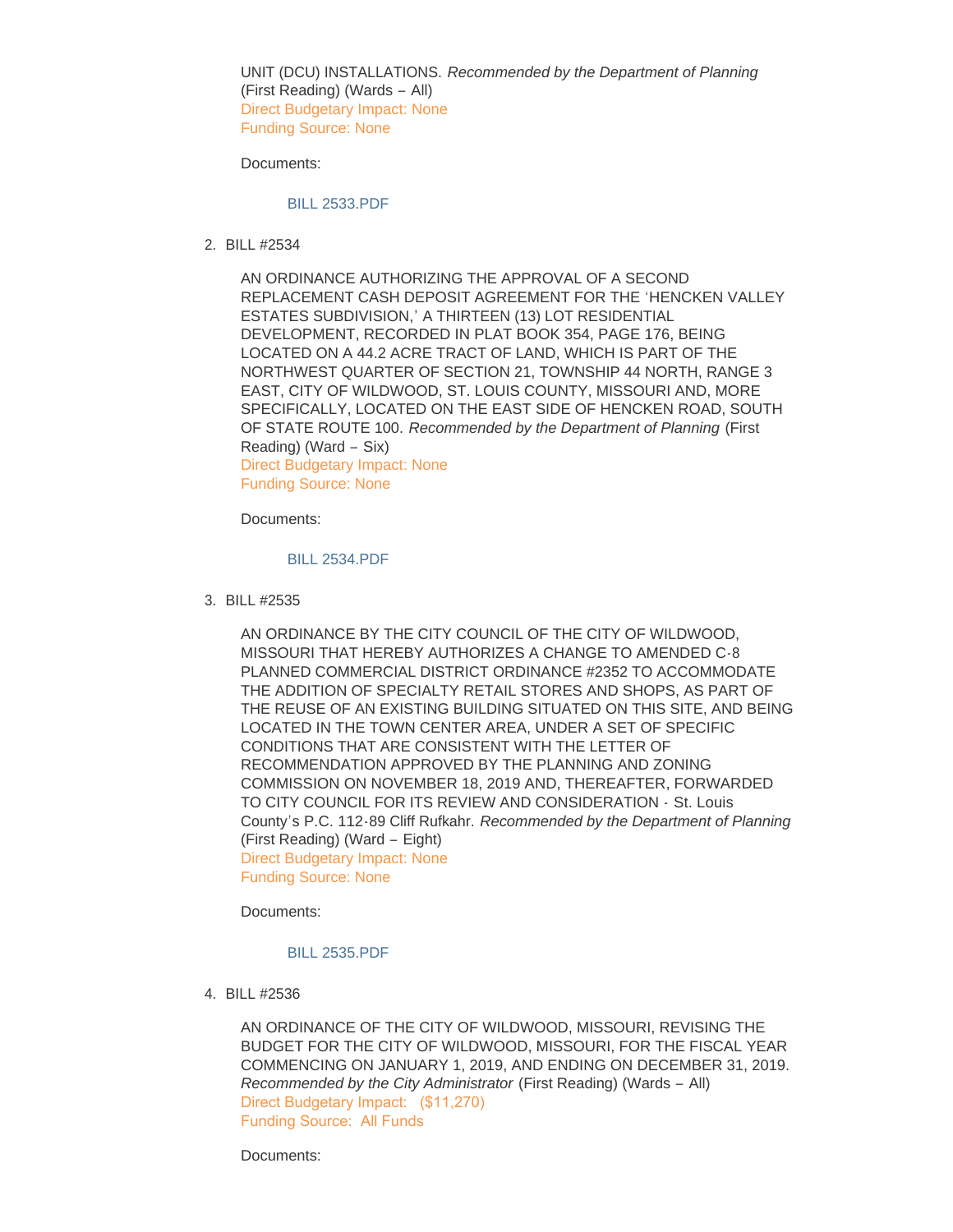UNIT (DCU) INSTALLATIONS. *Recommended by the Department of Planning* (First Reading) (Wards – All)
Direct Budgetary Impact: None
Funding Source: None

Documents:

BILL 2533.PDF

2. BILL #2534

   AN ORDINANCE AUTHORIZING THE APPROVAL OF A SECOND REPLACEMENT CASH DEPOSIT AGREEMENT FOR THE 'HENCKEN VALLEY ESTATES SUBDIVISION,' A THIRTEEN (13) LOT RESIDENTIAL DEVELOPMENT, RECORDED IN PLAT BOOK 354, PAGE 176, BEING LOCATED ON A 44.2 ACRE TRACT OF LAND, WHICH IS PART OF THE NORTHWEST QUARTER OF SECTION 21, TOWNSHIP 44 NORTH, RANGE 3 EAST, CITY OF WILDWOOD, ST. LOUIS COUNTY, MISSOURI AND, MORE SPECIFICALLY, LOCATED ON THE EAST SIDE OF HENCKEN ROAD, SOUTH OF STATE ROUTE 100. *Recommended by the Department of Planning* (First Reading) (Ward – Six)
   Direct Budgetary Impact: None
   Funding Source: None

   Documents:

   BILL 2534.PDF

3. BILL #2535

   AN ORDINANCE BY THE CITY COUNCIL OF THE CITY OF WILDWOOD, MISSOURI THAT HEREBY AUTHORIZES A CHANGE TO AMENDED C-8 PLANNED COMMERCIAL DISTRICT ORDINANCE #2352 TO ACCOMMODATE THE ADDITION OF SPECIALTY RETAIL STORES AND SHOPS, AS PART OF THE REUSE OF AN EXISTING BUILDING SITUATED ON THIS SITE, AND BEING LOCATED IN THE TOWN CENTER AREA, UNDER A SET OF SPECIFIC CONDITIONS THAT ARE CONSISTENT WITH THE LETTER OF RECOMMENDATION APPROVED BY THE PLANNING AND ZONING COMMISSION ON NOVEMBER 18, 2019 AND, THEREAFTER, FORWARDED TO CITY COUNCIL FOR ITS REVIEW AND CONSIDERATION - St. Louis County's P.C. 112-89 Cliff Rufkahr. *Recommended by the Department of Planning* (First Reading) (Ward – Eight)
   Direct Budgetary Impact: None
   Funding Source: None

   Documents:

   BILL 2535.PDF

4. BILL #2536

   AN ORDINANCE OF THE CITY OF WILDWOOD, MISSOURI, REVISING THE BUDGET FOR THE CITY OF WILDWOOD, MISSOURI, FOR THE FISCAL YEAR COMMENCING ON JANUARY 1, 2019, AND ENDING ON DECEMBER 31, 2019. *Recommended by the City Administrator* (First Reading) (Wards – All)
   Direct Budgetary Impact: ($11,270)
   Funding Source: All Funds

   Documents: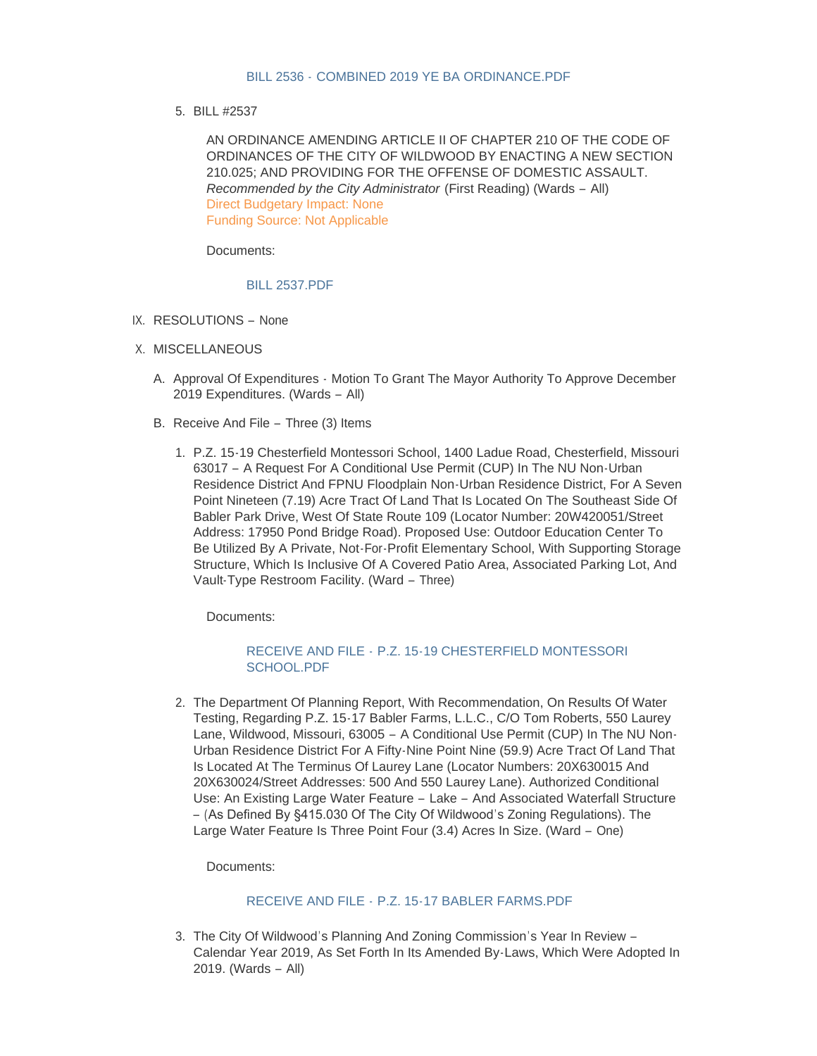BILL 2536 - COMBINED 2019 YE BA ORDINANCE.PDF

5. BILL #2537

   AN ORDINANCE AMENDING ARTICLE II OF CHAPTER 210 OF THE CODE OF ORDINANCES OF THE CITY OF WILDWOOD BY ENACTING A NEW SECTION 210.025; AND PROVIDING FOR THE OFFENSE OF DOMESTIC ASSAULT.
   *Recommended by the City Administrator* (First Reading) (Wards – All)
   Direct Budgetary Impact: None
   Funding Source: Not Applicable

   Documents:

   BILL 2537.PDF

IX. RESOLUTIONS – None

X. MISCELLANEOUS

A. Approval Of Expenditures - Motion To Grant The Mayor Authority To Approve December 2019 Expenditures. (Wards – All)

B. Receive And File – Three (3) Items

1. P.Z. 15-19 Chesterfield Montessori School, 1400 Ladue Road, Chesterfield, Missouri 63017 – A Request For A Conditional Use Permit (CUP) In The NU Non-Urban Residence District And FPNU Floodplain Non-Urban Residence District, For A Seven Point Nineteen (7.19) Acre Tract Of Land That Is Located On The Southeast Side Of Babler Park Drive, West Of State Route 109 (Locator Number: 20W420051/Street Address: 17950 Pond Bridge Road). Proposed Use: Outdoor Education Center To Be Utilized By A Private, Not-For-Profit Elementary School, With Supporting Storage Structure, Which Is Inclusive Of A Covered Patio Area, Associated Parking Lot, And Vault-Type Restroom Facility. (Ward – Three)

   Documents:

   RECEIVE AND FILE - P.Z. 15-19 CHESTERFIELD MONTESSORI SCHOOL.PDF

2. The Department Of Planning Report, With Recommendation, On Results Of Water Testing, Regarding P.Z. 15-17 Babler Farms, L.L.C., C/O Tom Roberts, 550 Laurey Lane, Wildwood, Missouri, 63005 – A Conditional Use Permit (CUP) In The NU Non-Urban Residence District For A Fifty-Nine Point Nine (59.9) Acre Tract Of Land That Is Located At The Terminus Of Laurey Lane (Locator Numbers: 20X630015 And 20X630024/Street Addresses: 500 And 550 Laurey Lane). Authorized Conditional Use: An Existing Large Water Feature – Lake – And Associated Waterfall Structure – (As Defined By §415.030 Of The City Of Wildwood's Zoning Regulations). The Large Water Feature Is Three Point Four (3.4) Acres In Size. (Ward – One)

   Documents:

   RECEIVE AND FILE - P.Z. 15-17 BABLER FARMS.PDF

3. The City Of Wildwood's Planning And Zoning Commission's Year In Review – Calendar Year 2019, As Set Forth In Its Amended By-Laws, Which Were Adopted In 2019. (Wards – All)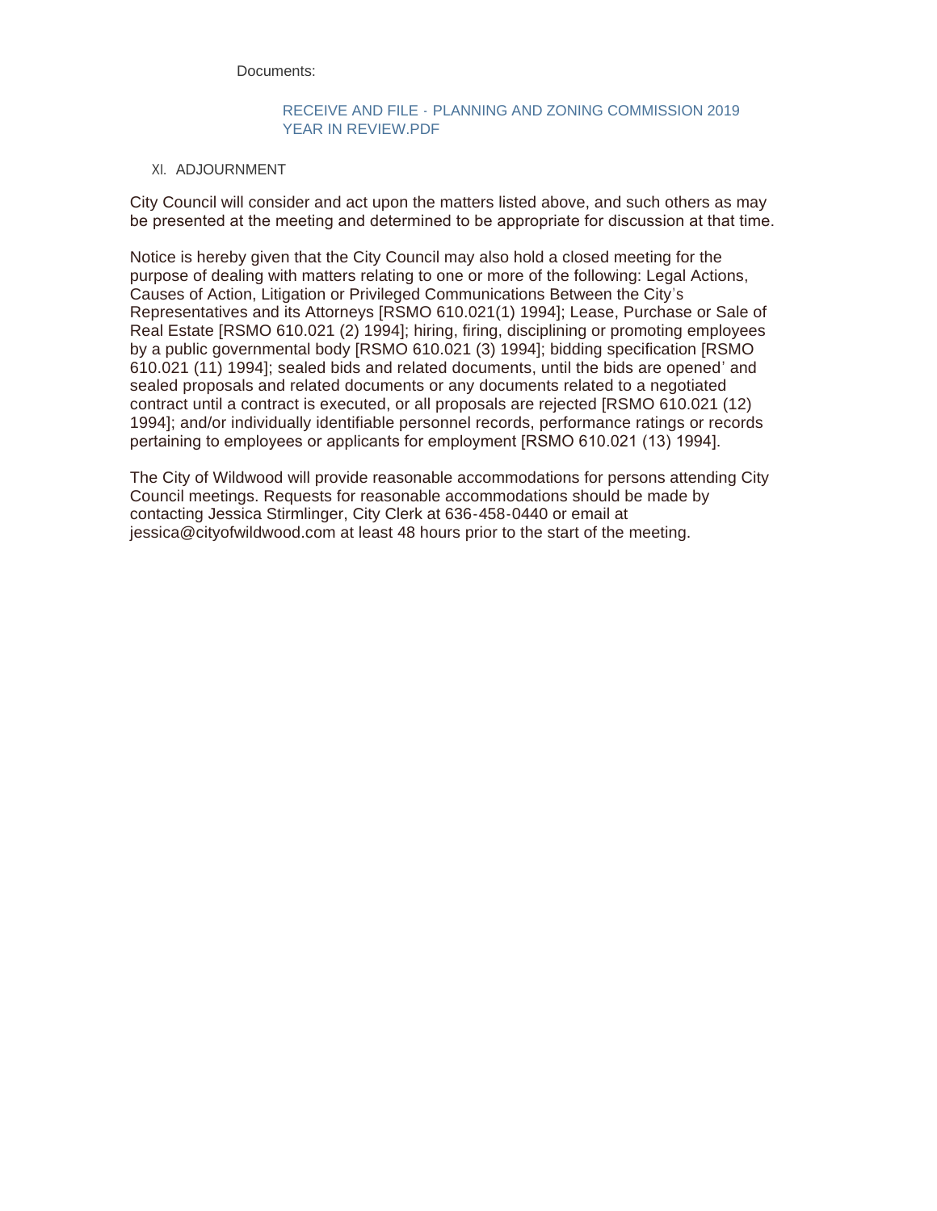Documents:

RECEIVE AND FILE - PLANNING AND ZONING COMMISSION 2019 YEAR IN REVIEW.PDF

XI. ADJOURNMENT

City Council will consider and act upon the matters listed above, and such others as may be presented at the meeting and determined to be appropriate for discussion at that time.

Notice is hereby given that the City Council may also hold a closed meeting for the purpose of dealing with matters relating to one or more of the following: Legal Actions, Causes of Action, Litigation or Privileged Communications Between the City's Representatives and its Attorneys [RSMO 610.021(1) 1994]; Lease, Purchase or Sale of Real Estate [RSMO 610.021 (2) 1994]; hiring, firing, disciplining or promoting employees by a public governmental body [RSMO 610.021 (3) 1994]; bidding specification [RSMO 610.021 (11) 1994]; sealed bids and related documents, until the bids are opened' and sealed proposals and related documents or any documents related to a negotiated contract until a contract is executed, or all proposals are rejected [RSMO 610.021 (12) 1994]; and/or individually identifiable personnel records, performance ratings or records pertaining to employees or applicants for employment [RSMO 610.021 (13) 1994].

The City of Wildwood will provide reasonable accommodations for persons attending City Council meetings. Requests for reasonable accommodations should be made by contacting Jessica Stirmlinger, City Clerk at 636-458-0440 or email at jessica@cityofwildwood.com at least 48 hours prior to the start of the meeting.